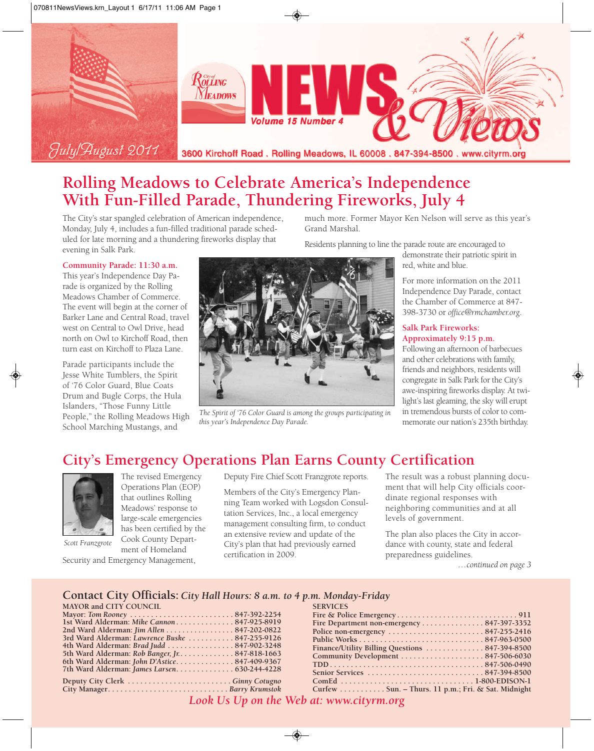# City of Rolling Meadows NEWS & Views

Volume 15 Number 4

July/August 2011

3600 Kirchoff Road . Rolling Meadows, IL 60008 . 847-394-8500 . www.cityrm.org

## Rolling Meadows to Celebrate America's Independence With Fun-Filled Parade, Thundering Fireworks, July 4

The City's star spangled celebration of American independence, Monday, July 4, includes a fun-filled traditional parade scheduled for late morning and a thundering fireworks display that evening in Salk Park.

### Community Parade: 11:30 a.m.

This year's Independence Day Parade is organized by the Rolling Meadows Chamber of Commerce. The event will begin at the corner of Barker Lane and Central Road, travel west on Central to Owl Drive, head north on Owl to Kirchoff Road, then turn east on Kirchoff to Plaza Lane.

Parade participants include the Jesse White Tumblers, the Spirit of '76 Color Guard, Blue Coats Drum and Bugle Corps, the Hula Islanders, "Those Funny Little People," the Rolling Meadows High School Marching Mustangs, and much more. Former Mayor Ken Nelson will serve as this year's Grand Marshal.

*The Spirit of '76 Color Guard is among the groups participating in this year's Independence Day Parade.*

Residents planning to line the parade route are encouraged to demonstrate their patriotic spirit in red, white and blue.

For more information on the 2011 Independence Day Parade, contact the Chamber of Commerce at 847-398-3730 or *office@rmchamber.org*.

### Salk Park Fireworks: Approximately 9:15 p.m.

Following an afternoon of barbecues and other celebrations with family, friends and neighbors, residents will congregate in Salk Park for the City's awe-inspiring fireworks display. At twilight's last gleaming, the sky will erupt in tremendous bursts of color to commemorate our nation's 235th birthday.

## City's Emergency Operations Plan Earns County Certification

*Scott Franzgrote*

The revised Emergency Operations Plan (EOP) that outlines Rolling Meadows' response to large-scale emergencies has been certified by the Cook County Department of Homeland Security and Emergency Management, Deputy Fire Chief Scott Franzgrote reports.

Members of the City's Emergency Planning Team worked with Logsdon Consultation Services, Inc., a local emergency management consulting firm, to conduct an extensive review and update of the City's plan that had previously earned certification in 2009.

The result was a robust planning document that will help City officials coordinate regional responses with neighboring communities and at all levels of government.

The plan also places the City in accordance with county, state and federal preparedness guidelines.

*...continued on page 3*

## Contact City Officials: *City Hall Hours: 8 a.m. to 4 p.m. Monday-Friday*

**MAYOR and CITY COUNCIL**

| | |
|---|---|
| Mayor: *Tom Rooney* | 847-392-2254 |
| 1st Ward Alderman: *Mike Cannon* | 847-925-8919 |
| 2nd Ward Alderman: *Jim Allen* | 847-202-0822 |
| 3rd Ward Alderman: *Lawrence Buske* | 847-255-9126 |
| 4th Ward Alderman: *Brad Judd* | 847-902-3248 |
| 5th Ward Alderman: *Rob Banger, Jr.* | 847-818-1663 |
| 6th Ward Alderman: *John D'Astice* | 847-409-9367 |
| 7th Ward Alderman: *James Larsen* | 630-244-4228 |
| Deputy City Clerk | *Ginny Cotugno* |
| City Manager | *Barry Krumstok* |

**SERVICES**

| | |
|---|---|
| Fire & Police Emergency | 911 |
| Fire Department non-emergency | 847-397-3352 |
| Police non-emergency | 847-255-2416 |
| Public Works | 847-963-0500 |
| Finance/Utility Billing Questions | 847-394-8500 |
| Community Development | 847-506-6030 |
| TDD | 847-506-0490 |
| Senior Services | 847-394-8500 |
| ComEd | 1-800-EDISON-1 |
| Curfew | Sun. – Thurs. 11 p.m.; Fri. & Sat. Midnight |

*Look Us Up on the Web at: www.cityrm.org*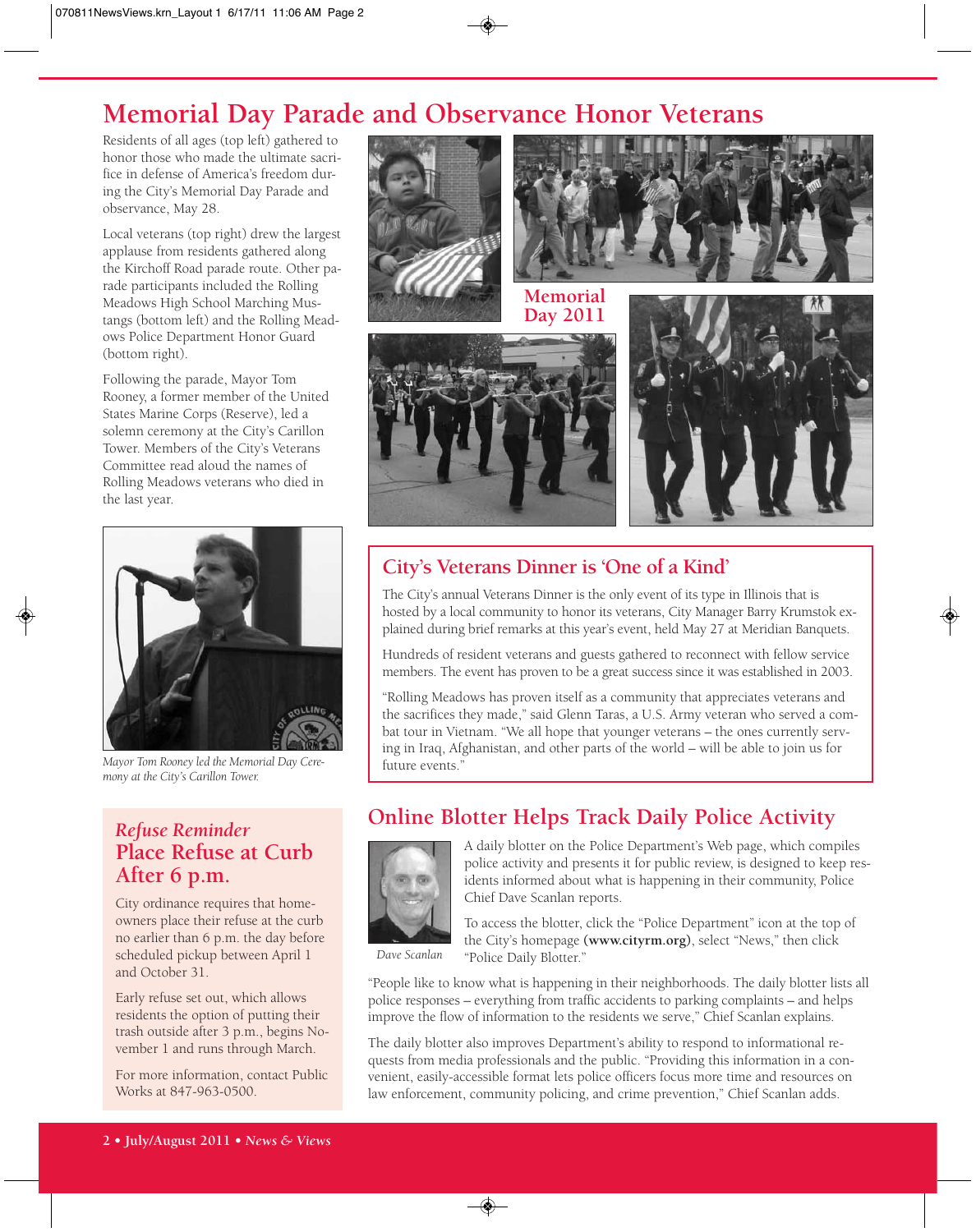# Memorial Day Parade and Observance Honor Veterans

Residents of all ages (top left) gathered to honor those who made the ultimate sacrifice in defense of America's freedom during the City's Memorial Day Parade and observance, May 28.

Local veterans (top right) drew the largest applause from residents gathered along the Kirchoff Road parade route. Other parade participants included the Rolling Meadows High School Marching Mustangs (bottom left) and the Rolling Meadows Police Department Honor Guard (bottom right).

Following the parade, Mayor Tom Rooney, a former member of the United States Marine Corps (Reserve), led a solemn ceremony at the City's Carillon Tower. Members of the City's Veterans Committee read aloud the names of Rolling Meadows veterans who died in the last year.

**Memorial Day 2011**

*Mayor Tom Rooney led the Memorial Day Ceremony at the City's Carillon Tower.*

## City's Veterans Dinner is 'One of a Kind'

The City's annual Veterans Dinner is the only event of its type in Illinois that is hosted by a local community to honor its veterans, City Manager Barry Krumstok explained during brief remarks at this year's event, held May 27 at Meridian Banquets.

Hundreds of resident veterans and guests gathered to reconnect with fellow service members. The event has proven to be a great success since it was established in 2003.

"Rolling Meadows has proven itself as a community that appreciates veterans and the sacrifices they made," said Glenn Taras, a U.S. Army veteran who served a combat tour in Vietnam. "We all hope that younger veterans – the ones currently serving in Iraq, Afghanistan, and other parts of the world – will be able to join us for future events."

## *Refuse Reminder*
## Place Refuse at Curb After 6 p.m.

City ordinance requires that homeowners place their refuse at the curb no earlier than 6 p.m. the day before scheduled pickup between April 1 and October 31.

Early refuse set out, which allows residents the option of putting their trash outside after 3 p.m., begins November 1 and runs through March.

For more information, contact Public Works at 847-963-0500.

## Online Blotter Helps Track Daily Police Activity

*Dave Scanlan*

A daily blotter on the Police Department's Web page, which compiles police activity and presents it for public review, is designed to keep residents informed about what is happening in their community, Police Chief Dave Scanlan reports.

To access the blotter, click the "Police Department" icon at the top of the City's homepage **(www.cityrm.org)**, select "News," then click "Police Daily Blotter."

"People like to know what is happening in their neighborhoods. The daily blotter lists all police responses – everything from traffic accidents to parking complaints – and helps improve the flow of information to the residents we serve," Chief Scanlan explains.

The daily blotter also improves Department's ability to respond to informational requests from media professionals and the public. "Providing this information in a convenient, easily-accessible format lets police officers focus more time and resources on law enforcement, community policing, and crime prevention," Chief Scanlan adds.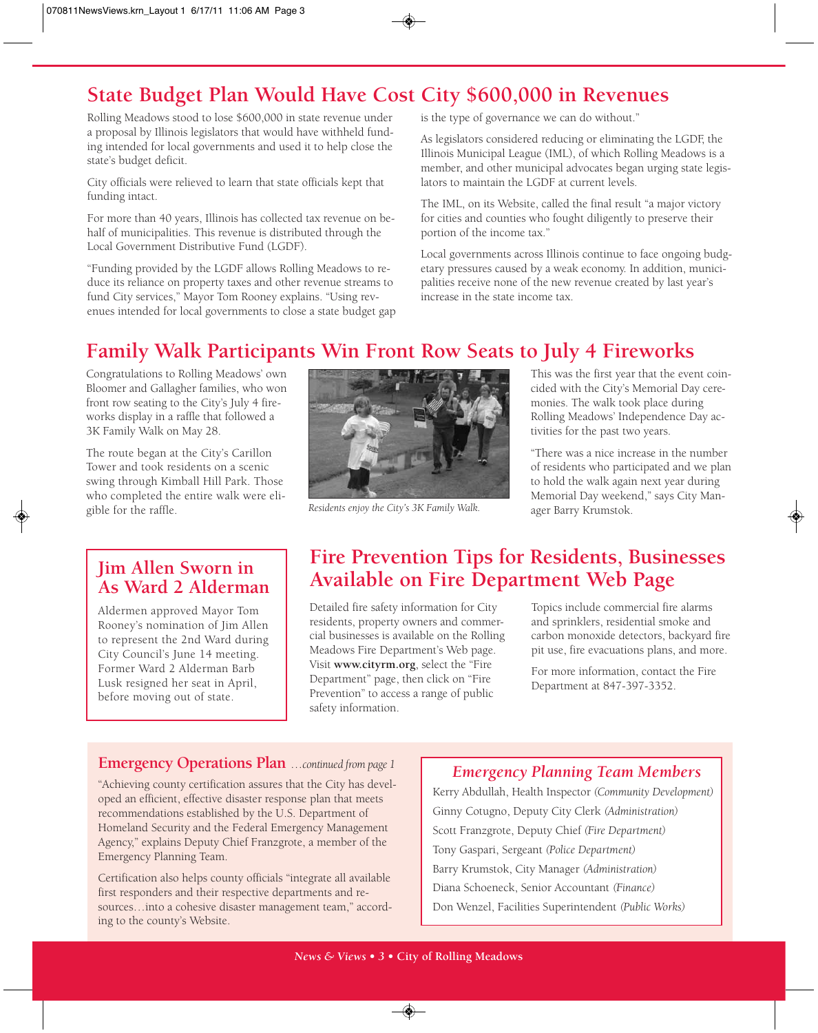## State Budget Plan Would Have Cost City $600,000 in Revenues

Rolling Meadows stood to lose $600,000 in state revenue under a proposal by Illinois legislators that would have withheld funding intended for local governments and used it to help close the state's budget deficit.

City officials were relieved to learn that state officials kept that funding intact.

For more than 40 years, Illinois has collected tax revenue on behalf of municipalities. This revenue is distributed through the Local Government Distributive Fund (LGDF).

"Funding provided by the LGDF allows Rolling Meadows to reduce its reliance on property taxes and other revenue streams to fund City services," Mayor Tom Rooney explains. "Using revenues intended for local governments to close a state budget gap is the type of governance we can do without."

As legislators considered reducing or eliminating the LGDF, the Illinois Municipal League (IML), of which Rolling Meadows is a member, and other municipal advocates began urging state legislators to maintain the LGDF at current levels.

The IML, on its Website, called the final result "a major victory for cities and counties who fought diligently to preserve their portion of the income tax."

Local governments across Illinois continue to face ongoing budgetary pressures caused by a weak economy. In addition, municipalities receive none of the new revenue created by last year's increase in the state income tax.

## Family Walk Participants Win Front Row Seats to July 4 Fireworks

Congratulations to Rolling Meadows' own Bloomer and Gallagher families, who won front row seating to the City's July 4 fireworks display in a raffle that followed a 3K Family Walk on May 28.

The route began at the City's Carillon Tower and took residents on a scenic swing through Kimball Hill Park. Those who completed the entire walk were eligible for the raffle.

*Residents enjoy the City's 3K Family Walk.*

This was the first year that the event coincided with the City's Memorial Day ceremonies. The walk took place during Rolling Meadows' Independence Day activities for the past two years.

"There was a nice increase in the number of residents who participated and we plan to hold the walk again next year during Memorial Day weekend," says City Manager Barry Krumstok.

## Jim Allen Sworn in As Ward 2 Alderman

Aldermen approved Mayor Tom Rooney's nomination of Jim Allen to represent the 2nd Ward during City Council's June 14 meeting. Former Ward 2 Alderman Barb Lusk resigned her seat in April, before moving out of state.

## Fire Prevention Tips for Residents, Businesses Available on Fire Department Web Page

Detailed fire safety information for City residents, property owners and commercial businesses is available on the Rolling Meadows Fire Department's Web page. Visit **www.cityrm.org**, select the "Fire Department" page, then click on "Fire Prevention" to access a range of public safety information.

Topics include commercial fire alarms and sprinklers, residential smoke and carbon monoxide detectors, backyard fire pit use, fire evacuations plans, and more.

For more information, contact the Fire Department at 847-397-3352.

## Emergency Operations Plan *…continued from page 1*

"Achieving county certification assures that the City has developed an efficient, effective disaster response plan that meets recommendations established by the U.S. Department of Homeland Security and the Federal Emergency Management Agency," explains Deputy Chief Franzgrote, a member of the Emergency Planning Team.

Certification also helps county officials "integrate all available first responders and their respective departments and resources…into a cohesive disaster management team," according to the county's Website.

### *Emergency Planning Team Members*

- Kerry Abdullah, Health Inspector *(Community Development)*
- Ginny Cotugno, Deputy City Clerk *(Administration)*
- Scott Franzgrote, Deputy Chief *(Fire Department)*
- Tony Gaspari, Sergeant *(Police Department)*
- Barry Krumstok, City Manager *(Administration)*
- Diana Schoeneck, Senior Accountant *(Finance)*
- Don Wenzel, Facilities Superintendent *(Public Works)*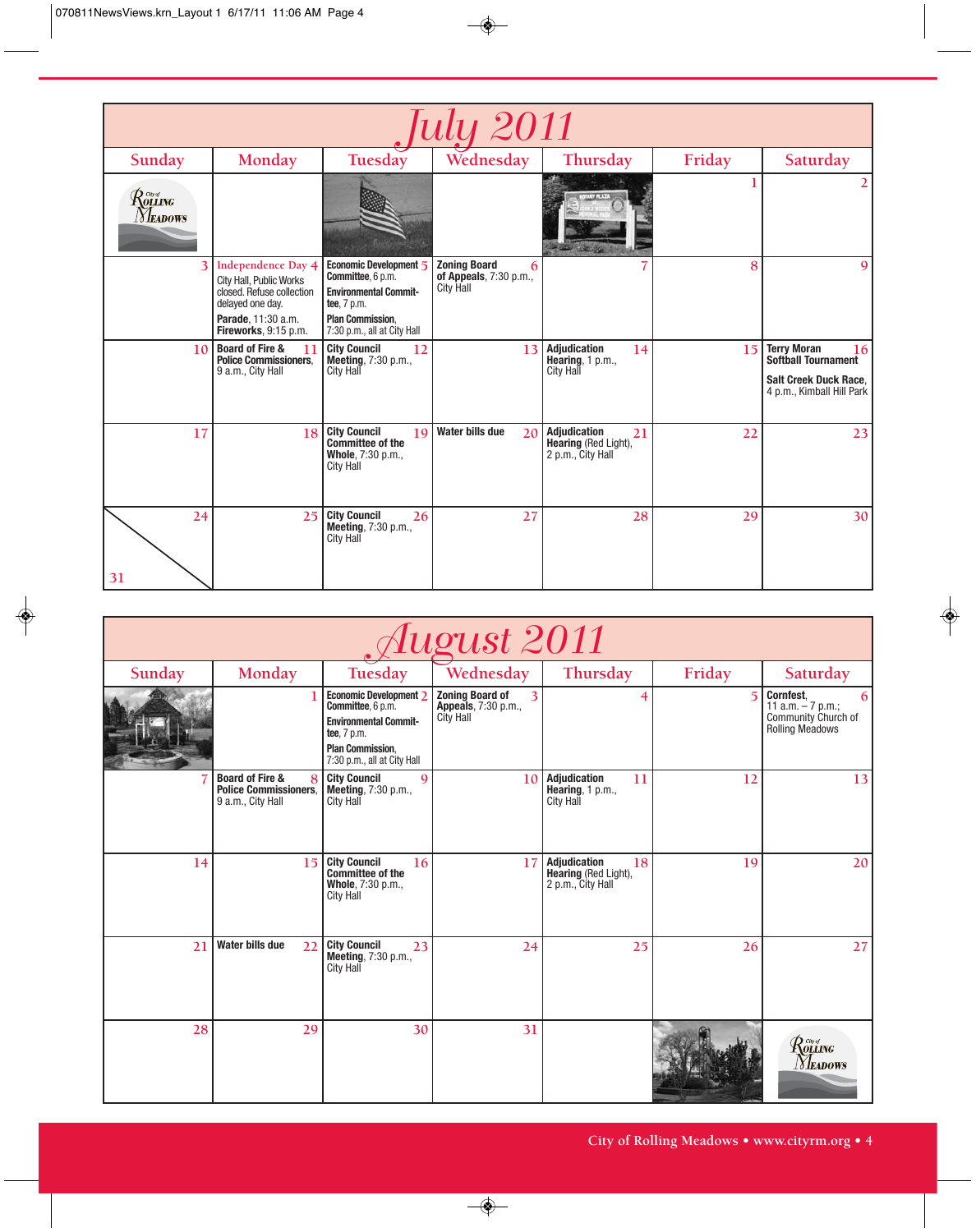# July 2011

| Sunday | Monday | Tuesday | Wednesday | Thursday | Friday | Saturday |
|---|---|---|---|---|---|---|
| | | | | | 1 | 2 |
| 3 | 4 **Independence Day** City Hall, Public Works closed. Refuse collection delayed one day. **Parade**, 11:30 a.m. **Fireworks**, 9:15 p.m. | 5 **Economic Development Committee**, 6 p.m. **Environmental Committee**, 7 p.m. **Plan Commission**, 7:30 p.m., all at City Hall | 6 **Zoning Board of Appeals**, 7:30 p.m., City Hall | 7 | 8 | 9 |
| 10 | 11 **Board of Fire & Police Commissioners**, 9 a.m., City Hall | 12 **City Council Meeting**, 7:30 p.m., City Hall | 13 | 14 **Adjudication Hearing**, 1 p.m., City Hall | 15 | 16 **Terry Moran Softball Tournament** **Salt Creek Duck Race**, 4 p.m., Kimball Hill Park |
| 17 | 18 | 19 **City Council Committee of the Whole**, 7:30 p.m., City Hall | 20 **Water bills due** | 21 **Adjudication Hearing** (Red Light), 2 p.m., City Hall | 22 | 23 |
| 24 / 31 | 25 | 26 **City Council Meeting**, 7:30 p.m., City Hall | 27 | 28 | 29 | 30 |

# August 2011

| Sunday | Monday | Tuesday | Wednesday | Thursday | Friday | Saturday |
|---|---|---|---|---|---|---|
| | 1 | 2 **Economic Development Committee**, 6 p.m. **Environmental Committee**, 7 p.m. **Plan Commission**, 7:30 p.m., all at City Hall | 3 **Zoning Board of Appeals**, 7:30 p.m., City Hall | 4 | 5 | 6 **Cornfest**, 11 a.m. – 7 p.m.; Community Church of Rolling Meadows |
| 7 | 8 **Board of Fire & Police Commissioners**, 9 a.m., City Hall | 9 **City Council Meeting**, 7:30 p.m., City Hall | 10 | 11 **Adjudication Hearing**, 1 p.m., City Hall | 12 | 13 |
| 14 | 15 | 16 **City Council Committee of the Whole**, 7:30 p.m., City Hall | 17 | 18 **Adjudication Hearing** (Red Light), 2 p.m., City Hall | 19 | 20 |
| 21 | 22 **Water bills due** | 23 **City Council Meeting**, 7:30 p.m., City Hall | 24 | 25 | 26 | 27 |
| 28 | 29 | 30 | 31 | | | |

City of Rolling Meadows • www.cityrm.org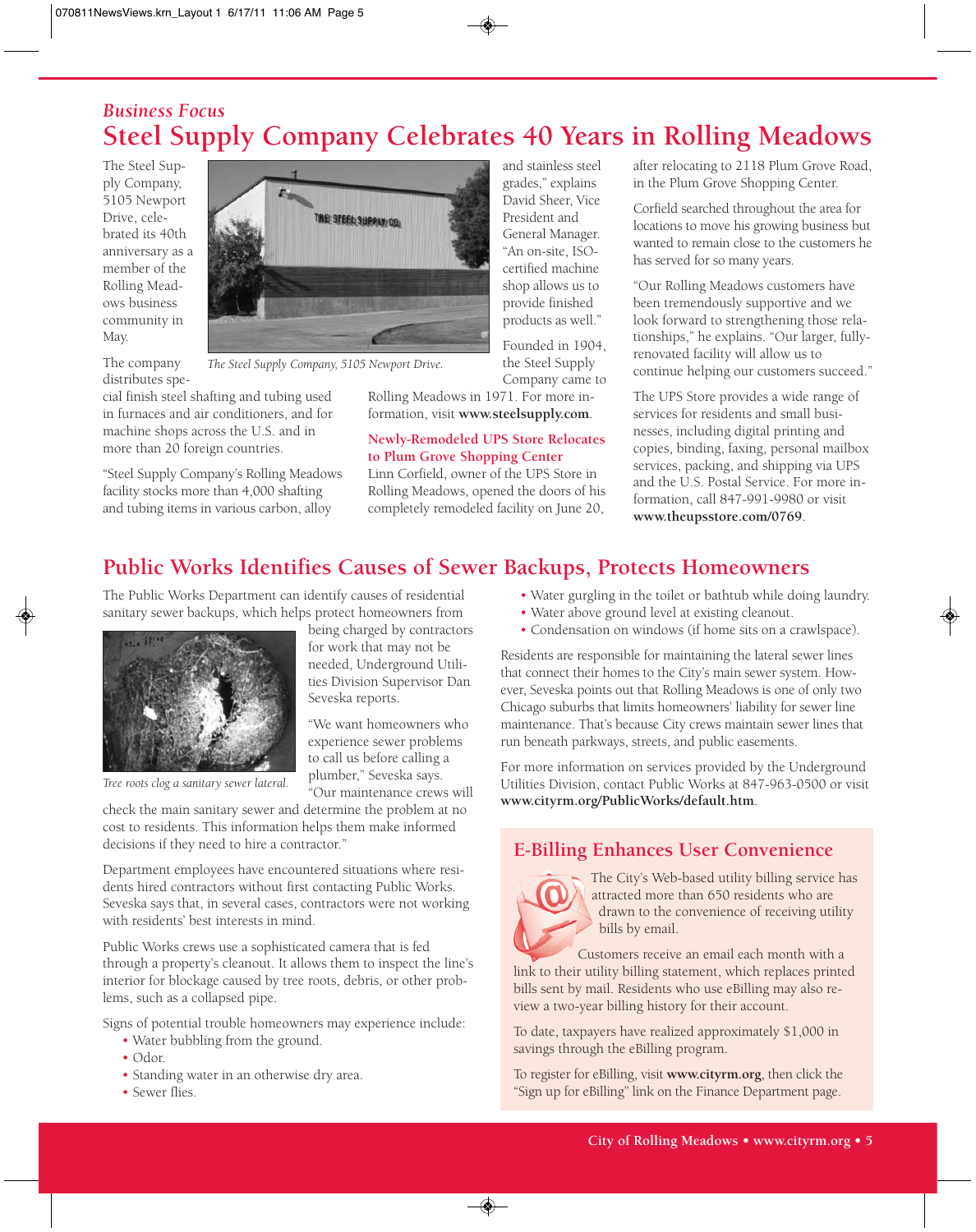*Business Focus*

# Steel Supply Company Celebrates 40 Years in Rolling Meadows

The Steel Supply Company, 5105 Newport Drive, celebrated its 40th anniversary as a member of the Rolling Meadows business community in May.

*The Steel Supply Company, 5105 Newport Drive.*

The company distributes special finish steel shafting and tubing used in furnaces and air conditioners, and for machine shops across the U.S. and in more than 20 foreign countries.

"Steel Supply Company's Rolling Meadows facility stocks more than 4,000 shafting and tubing items in various carbon, alloy and stainless steel grades," explains David Sheer, Vice President and General Manager. "An on-site, ISO-certified machine shop allows us to provide finished products as well."

Founded in 1904, the Steel Supply Company came to Rolling Meadows in 1971. For more information, visit **www.steelsupply.com**.

### Newly-Remodeled UPS Store Relocates to Plum Grove Shopping Center

Linn Corfield, owner of the UPS Store in Rolling Meadows, opened the doors of his completely remodeled facility on June 20, after relocating to 2118 Plum Grove Road, in the Plum Grove Shopping Center.

Corfield searched throughout the area for locations to move his growing business but wanted to remain close to the customers he has served for so many years.

"Our Rolling Meadows customers have been tremendously supportive and we look forward to strengthening those relationships," he explains. "Our larger, fully-renovated facility will allow us to continue helping our customers succeed."

The UPS Store provides a wide range of services for residents and small businesses, including digital printing and copies, binding, faxing, personal mailbox services, packing, and shipping via UPS and the U.S. Postal Service. For more information, call 847-991-9980 or visit **www.theupsstore.com/0769**.

# Public Works Identifies Causes of Sewer Backups, Protects Homeowners

The Public Works Department can identify causes of residential sanitary sewer backups, which helps protect homeowners from being charged by contractors for work that may not be needed, Underground Utilities Division Supervisor Dan Seveska reports.

*Tree roots clog a sanitary sewer lateral.*

"We want homeowners who experience sewer problems to call us before calling a plumber," Seveska says. "Our maintenance crews will check the main sanitary sewer and determine the problem at no cost to residents. This information helps them make informed decisions if they need to hire a contractor."

Department employees have encountered situations where residents hired contractors without first contacting Public Works. Seveska says that, in several cases, contractors were not working with residents' best interests in mind.

Public Works crews use a sophisticated camera that is fed through a property's cleanout. It allows them to inspect the line's interior for blockage caused by tree roots, debris, or other problems, such as a collapsed pipe.

Signs of potential trouble homeowners may experience include:

- Water bubbling from the ground.
- Odor.
- Standing water in an otherwise dry area.
- Sewer flies.
- Water gurgling in the toilet or bathtub while doing laundry.
- Water above ground level at existing cleanout.
- Condensation on windows (if home sits on a crawlspace).

Residents are responsible for maintaining the lateral sewer lines that connect their homes to the City's main sewer system. However, Seveska points out that Rolling Meadows is one of only two Chicago suburbs that limits homeowners' liability for sewer line maintenance. That's because City crews maintain sewer lines that run beneath parkways, streets, and public easements.

For more information on services provided by the Underground Utilities Division, contact Public Works at 847-963-0500 or visit **www.cityrm.org/PublicWorks/default.htm**.

## E-Billing Enhances User Convenience

The City's Web-based utility billing service has attracted more than 650 residents who are drawn to the convenience of receiving utility bills by email.

Customers receive an email each month with a link to their utility billing statement, which replaces printed bills sent by mail. Residents who use eBilling may also review a two-year billing history for their account.

To date, taxpayers have realized approximately $1,000 in savings through the eBilling program.

To register for eBilling, visit **www.cityrm.org**, then click the "Sign up for eBilling" link on the Finance Department page.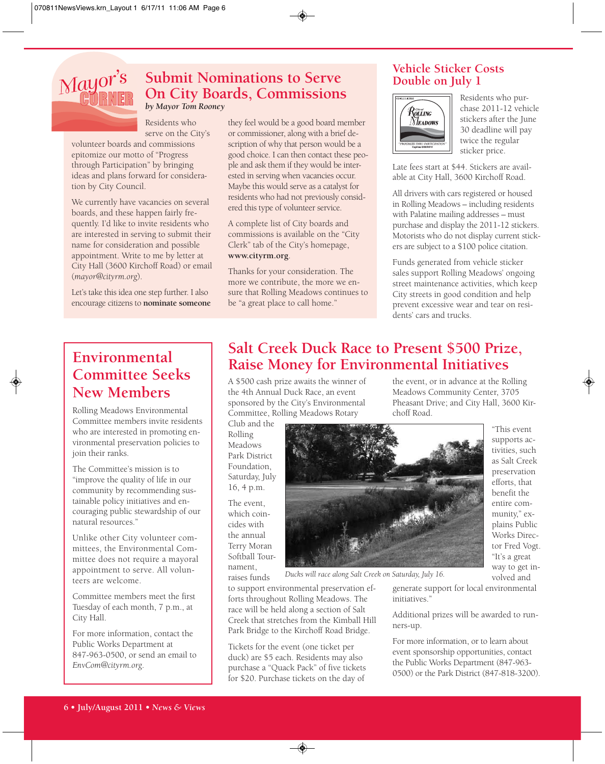Mayor's Corner

## Submit Nominations to Serve On City Boards, Commissions

*by Mayor Tom Rooney*

Residents who serve on the City's volunteer boards and commissions epitomize our motto of "Progress through Participation" by bringing ideas and plans forward for consideration by City Council.

We currently have vacancies on several boards, and these happen fairly frequently. I'd like to invite residents who are interested in serving to submit their name for consideration and possible appointment. Write to me by letter at City Hall (3600 Kirchoff Road) or email (*mayor@cityrm.org*).

Let's take this idea one step further. I also encourage citizens to **nominate someone** they feel would be a good board member or commissioner, along with a brief description of why that person would be a good choice. I can then contact these people and ask them if they would be interested in serving when vacancies occur. Maybe this would serve as a catalyst for residents who had not previously considered this type of volunteer service.

A complete list of City boards and commissions is available on the "City Clerk" tab of the City's homepage, **www.cityrm.org**.

Thanks for your consideration. The more we contribute, the more we ensure that Rolling Meadows continues to be "a great place to call home."

## Vehicle Sticker Costs Double on July 1

Residents who purchase 2011-12 vehicle stickers after the June 30 deadline will pay twice the regular sticker price.

Late fees start at $44. Stickers are available at City Hall, 3600 Kirchoff Road.

All drivers with cars registered or housed in Rolling Meadows – including residents with Palatine mailing addresses – must purchase and display the 2011-12 stickers. Motorists who do not display current stickers are subject to a $100 police citation.

Funds generated from vehicle sticker sales support Rolling Meadows' ongoing street maintenance activities, which keep City streets in good condition and help prevent excessive wear and tear on residents' cars and trucks.

## Environmental Committee Seeks New Members

Rolling Meadows Environmental Committee members invite residents who are interested in promoting environmental preservation policies to join their ranks.

The Committee's mission is to "improve the quality of life in our community by recommending sustainable policy initiatives and encouraging public stewardship of our natural resources."

Unlike other City volunteer committees, the Environmental Committee does not require a mayoral appointment to serve. All volunteers are welcome.

Committee members meet the first Tuesday of each month, 7 p.m., at City Hall.

For more information, contact the Public Works Department at 847-963-0500, or send an email to *EnvCom@cityrm.org*.

## Salt Creek Duck Race to Present $500 Prize, Raise Money for Environmental Initiatives

A $500 cash prize awaits the winner of the 4th Annual Duck Race, an event sponsored by the City's Environmental Committee, Rolling Meadows Rotary Club and the Rolling Meadows Park District Foundation, Saturday, July 16, 4 p.m.

The event, which coincides with the annual Terry Moran Softball Tournament, raises funds to support environmental preservation efforts throughout Rolling Meadows. The race will be held along a section of Salt Creek that stretches from the Kimball Hill Park Bridge to the Kirchoff Road Bridge.

Tickets for the event (one ticket per duck) are $5 each. Residents may also purchase a "Quack Pack" of five tickets for $20. Purchase tickets on the day of the event, or in advance at the Rolling Meadows Community Center, 3705 Pheasant Drive; and City Hall, 3600 Kirchoff Road.

*Ducks will race along Salt Creek on Saturday, July 16.*

"This event supports activities, such as Salt Creek preservation efforts, that benefit the entire community," explains Public Works Director Fred Vogt. "It's a great way to get involved and generate support for local environmental initiatives."

Additional prizes will be awarded to runners-up.

For more information, or to learn about event sponsorship opportunities, contact the Public Works Department (847-963-0500) or the Park District (847-818-3200).